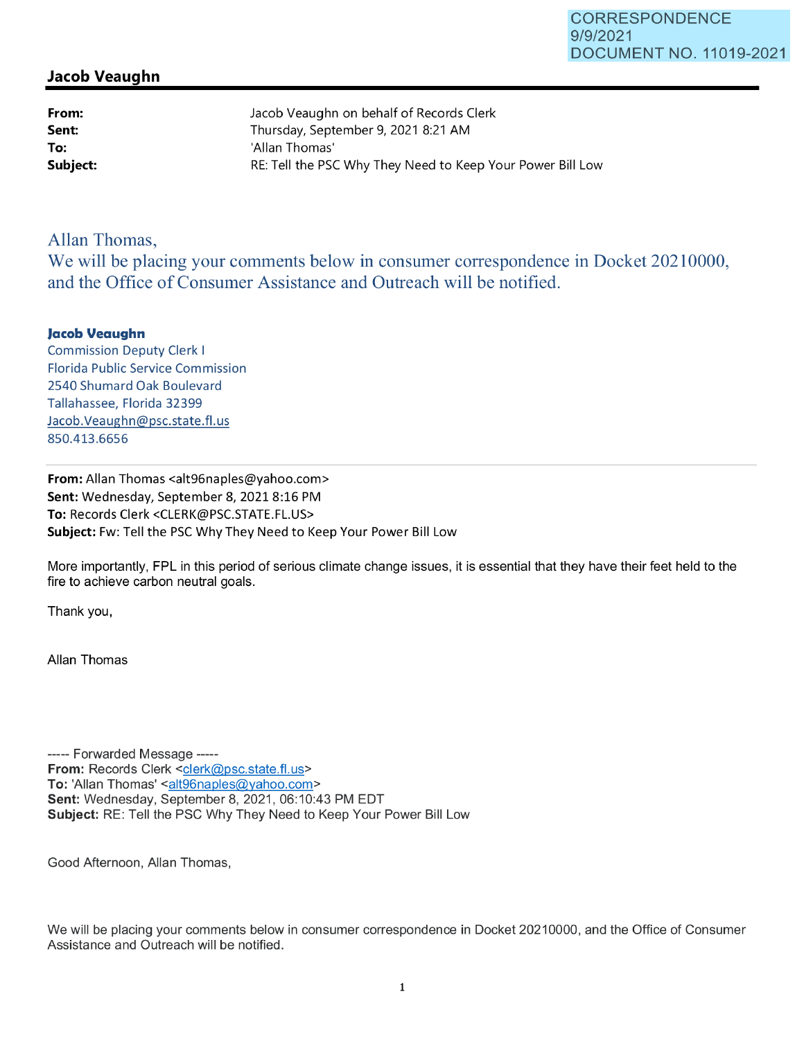CORRESPONDENCE
9/9/2021
DOCUMENT NO. 11019-2021

## Jacob Veaughn

| | |
|---|---|
| **From:** | Jacob Veaughn on behalf of Records Clerk |
| **Sent:** | Thursday, September 9, 2021 8:21 AM |
| **To:** | 'Allan Thomas' |
| **Subject:** | RE: Tell the PSC Why They Need to Keep Your Power Bill Low |

Allan Thomas,
We will be placing your comments below in consumer correspondence in Docket 20210000, and the Office of Consumer Assistance and Outreach will be notified.

**Jacob Veaughn**
Commission Deputy Clerk I
Florida Public Service Commission
2540 Shumard Oak Boulevard
Tallahassee, Florida 32399
Jacob.Veaughn@psc.state.fl.us
850.413.6656

---

**From:** Allan Thomas <alt96naples@yahoo.com>
**Sent:** Wednesday, September 8, 2021 8:16 PM
**To:** Records Clerk <CLERK@PSC.STATE.FL.US>
**Subject:** Fw: Tell the PSC Why They Need to Keep Your Power Bill Low

More importantly, FPL in this period of serious climate change issues, it is essential that they have their feet held to the fire to achieve carbon neutral goals.

Thank you,

Allan Thomas

----- Forwarded Message -----
**From:** Records Clerk <clerk@psc.state.fl.us>
**To:** 'Allan Thomas' <alt96naples@yahoo.com>
**Sent:** Wednesday, September 8, 2021, 06:10:43 PM EDT
**Subject:** RE: Tell the PSC Why They Need to Keep Your Power Bill Low

Good Afternoon, Allan Thomas,

We will be placing your comments below in consumer correspondence in Docket 20210000, and the Office of Consumer Assistance and Outreach will be notified.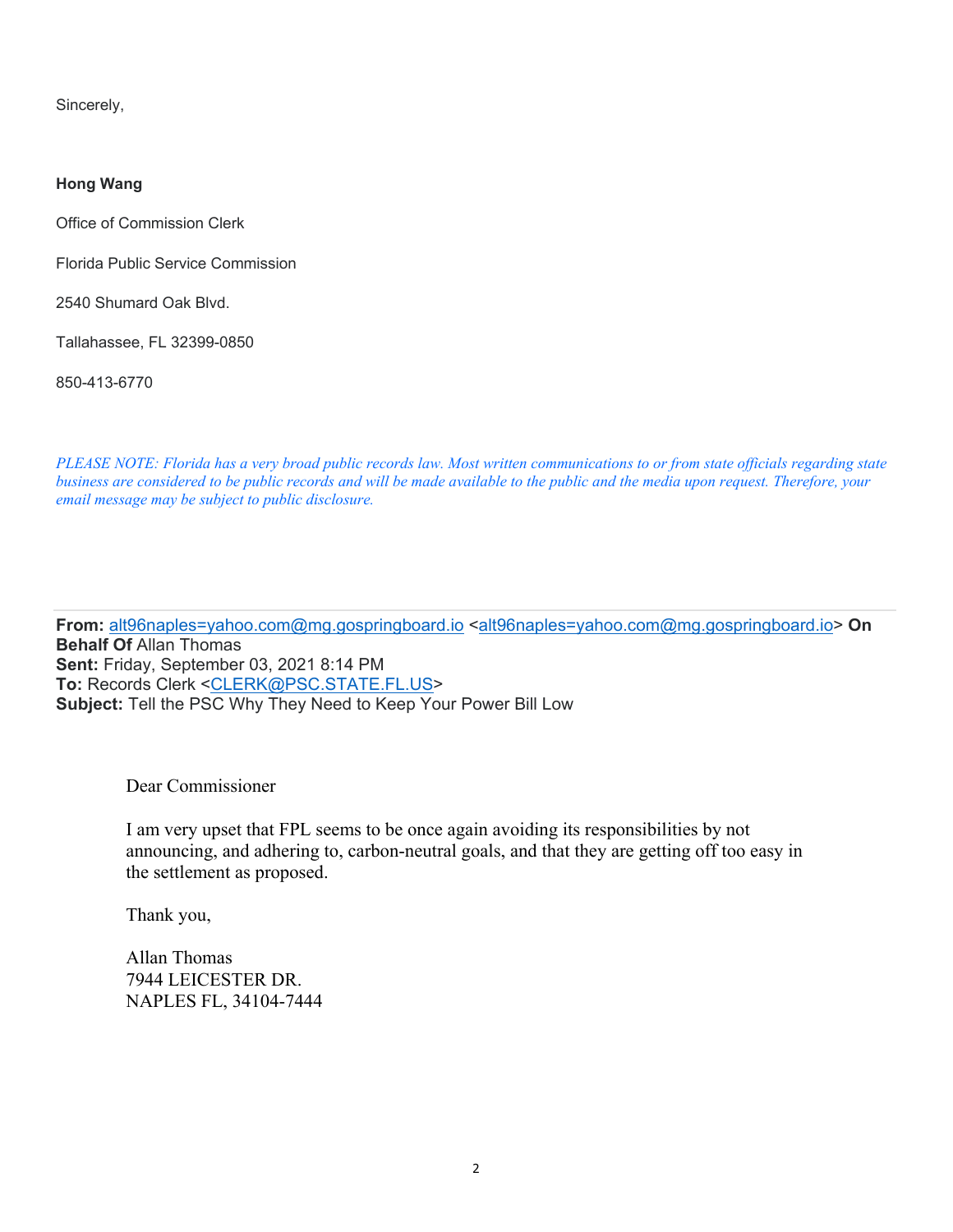Sincerely,

**Hong Wang**

Office of Commission Clerk

Florida Public Service Commission

2540 Shumard Oak Blvd.

Tallahassee, FL 32399-0850

850-413-6770

*PLEASE NOTE: Florida has a very broad public records law. Most written communications to or from state officials regarding state business are considered to be public records and will be made available to the public and the media upon request. Therefore, your email message may be subject to public disclosure.*

---

**From:** alt96naples=yahoo.com@mg.gospringboard.io <alt96naples=yahoo.com@mg.gospringboard.io> **On Behalf Of** Allan Thomas
**Sent:** Friday, September 03, 2021 8:14 PM
**To:** Records Clerk <CLERK@PSC.STATE.FL.US>
**Subject:** Tell the PSC Why They Need to Keep Your Power Bill Low

Dear Commissioner

I am very upset that FPL seems to be once again avoiding its responsibilities by not announcing, and adhering to, carbon-neutral goals, and that they are getting off too easy in the settlement as proposed.

Thank you,

Allan Thomas
7944 LEICESTER DR.
NAPLES FL, 34104-7444